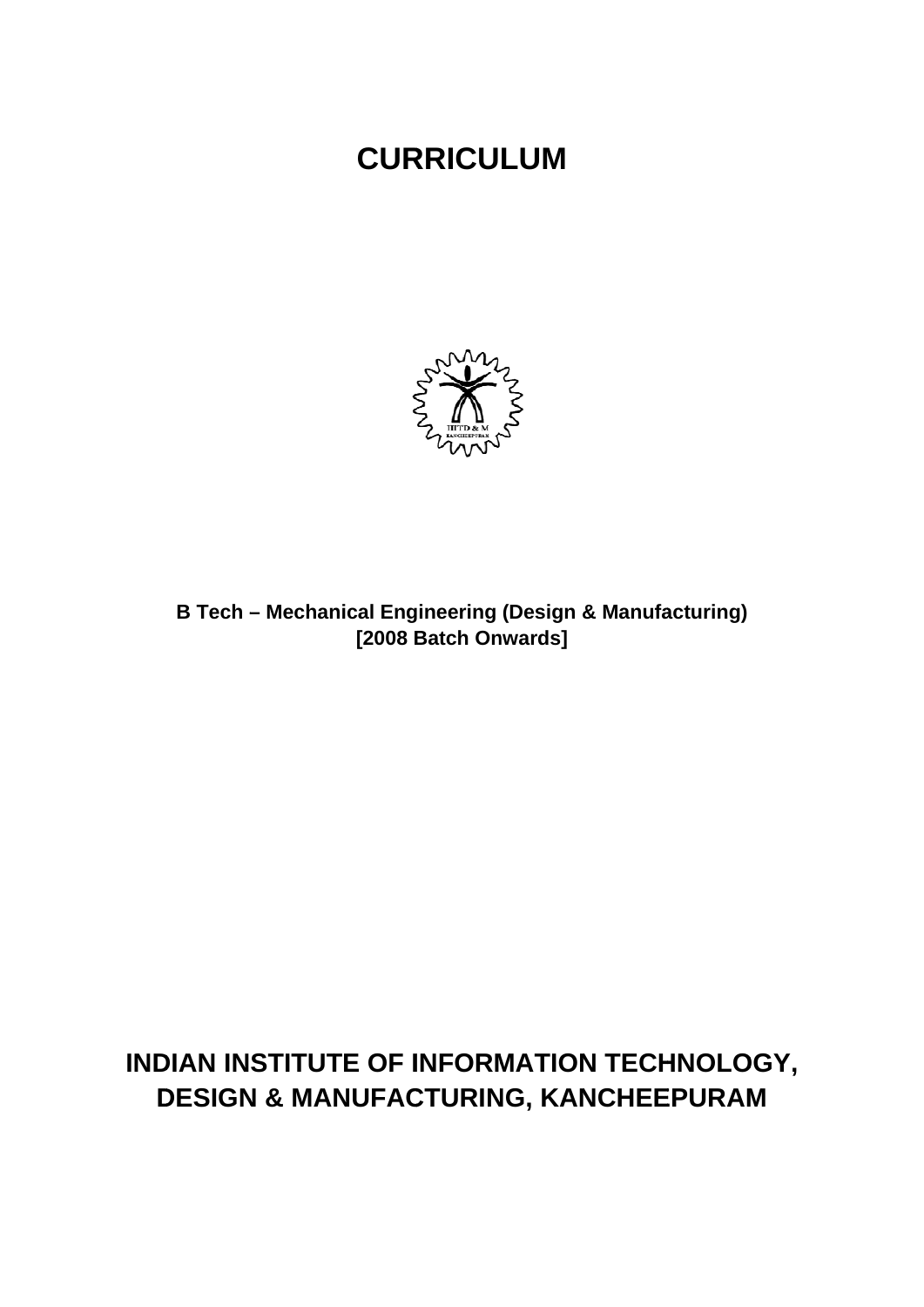# CURRICULUM

**B Tech – Mechanical Engineering (Design & Manufacturing)**
**[2008 Batch Onwards]**

## INDIAN INSTITUTE OF INFORMATION TECHNOLOGY, DESIGN & MANUFACTURING, KANCHEEPURAM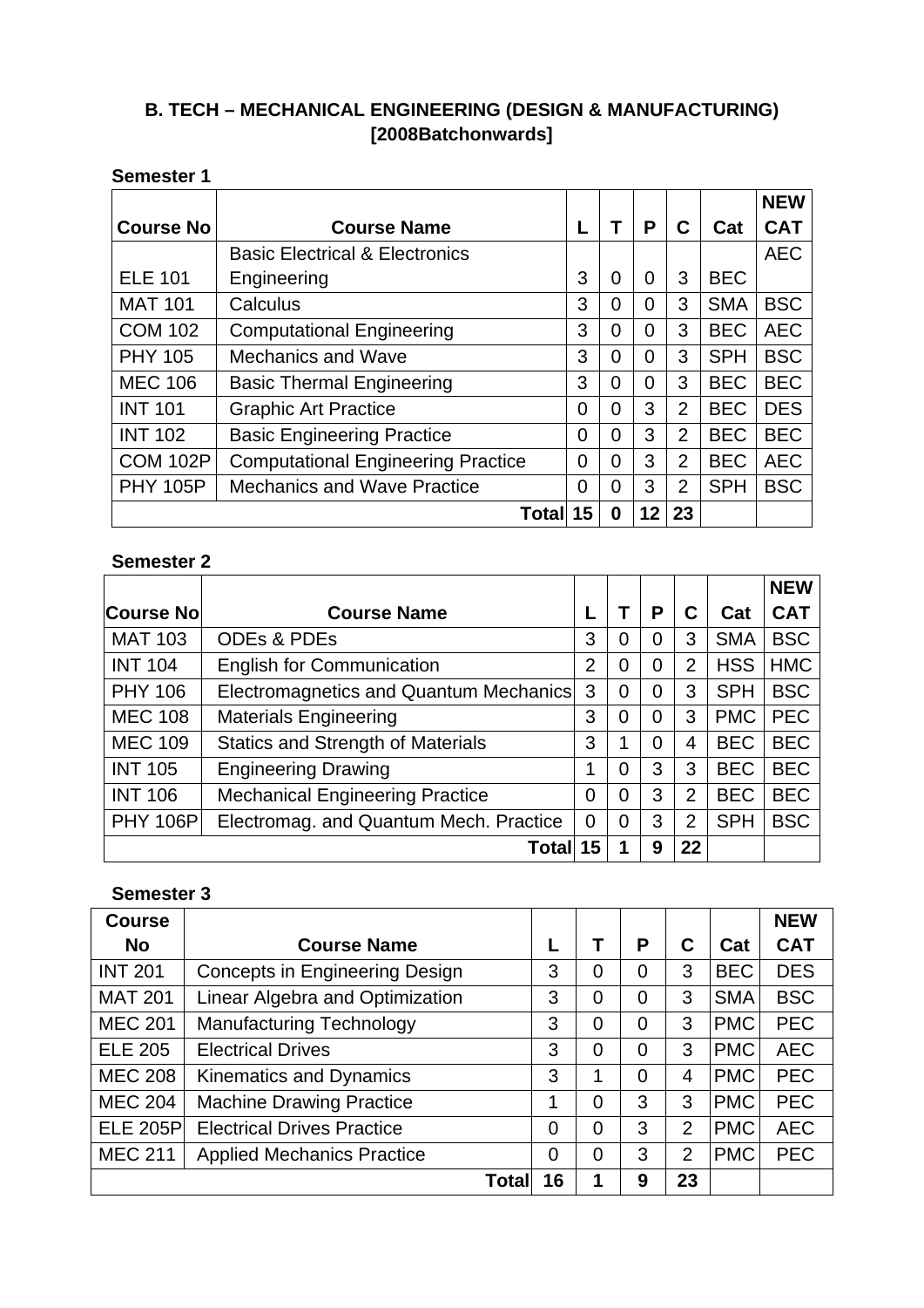## B. TECH – MECHANICAL ENGINEERING (DESIGN & MANUFACTURING) [2008Batchonwards]

**Semester 1**

| Course No | Course Name | L | T | P | C | Cat | NEW CAT |
|---|---|---|---|---|---|---|---|
| ELE 101 | Basic Electrical & Electronics Engineering | 3 | 0 | 0 | 3 | BEC | AEC |
| MAT 101 | Calculus | 3 | 0 | 0 | 3 | SMA | BSC |
| COM 102 | Computational Engineering | 3 | 0 | 0 | 3 | BEC | AEC |
| PHY 105 | Mechanics and Wave | 3 | 0 | 0 | 3 | SPH | BSC |
| MEC 106 | Basic Thermal Engineering | 3 | 0 | 0 | 3 | BEC | BEC |
| INT 101 | Graphic Art Practice | 0 | 0 | 3 | 2 | BEC | DES |
| INT 102 | Basic Engineering Practice | 0 | 0 | 3 | 2 | BEC | BEC |
| COM 102P | Computational Engineering Practice | 0 | 0 | 3 | 2 | BEC | AEC |
| PHY 105P | Mechanics and Wave Practice | 0 | 0 | 3 | 2 | SPH | BSC |
| | **Total** | **15** | **0** | **12** | **23** | | |

**Semester 2**

| Course No | Course Name | L | T | P | C | Cat | NEW CAT |
|---|---|---|---|---|---|---|---|
| MAT 103 | ODEs & PDEs | 3 | 0 | 0 | 3 | SMA | BSC |
| INT 104 | English for Communication | 2 | 0 | 0 | 2 | HSS | HMC |
| PHY 106 | Electromagnetics and Quantum Mechanics | 3 | 0 | 0 | 3 | SPH | BSC |
| MEC 108 | Materials Engineering | 3 | 0 | 0 | 3 | PMC | PEC |
| MEC 109 | Statics and Strength of Materials | 3 | 1 | 0 | 4 | BEC | BEC |
| INT 105 | Engineering Drawing | 1 | 0 | 3 | 3 | BEC | BEC |
| INT 106 | Mechanical Engineering Practice | 0 | 0 | 3 | 2 | BEC | BEC |
| PHY 106P | Electromag. and Quantum Mech. Practice | 0 | 0 | 3 | 2 | SPH | BSC |
| | **Total** | **15** | **1** | **9** | **22** | | |

**Semester 3**

| Course No | Course Name | L | T | P | C | Cat | NEW CAT |
|---|---|---|---|---|---|---|---|
| INT 201 | Concepts in Engineering Design | 3 | 0 | 0 | 3 | BEC | DES |
| MAT 201 | Linear Algebra and Optimization | 3 | 0 | 0 | 3 | SMA | BSC |
| MEC 201 | Manufacturing Technology | 3 | 0 | 0 | 3 | PMC | PEC |
| ELE 205 | Electrical Drives | 3 | 0 | 0 | 3 | PMC | AEC |
| MEC 208 | Kinematics and Dynamics | 3 | 1 | 0 | 4 | PMC | PEC |
| MEC 204 | Machine Drawing Practice | 1 | 0 | 3 | 3 | PMC | PEC |
| ELE 205P | Electrical Drives Practice | 0 | 0 | 3 | 2 | PMC | AEC |
| MEC 211 | Applied Mechanics Practice | 0 | 0 | 3 | 2 | PMC | PEC |
| | **Total** | **16** | **1** | **9** | **23** | | |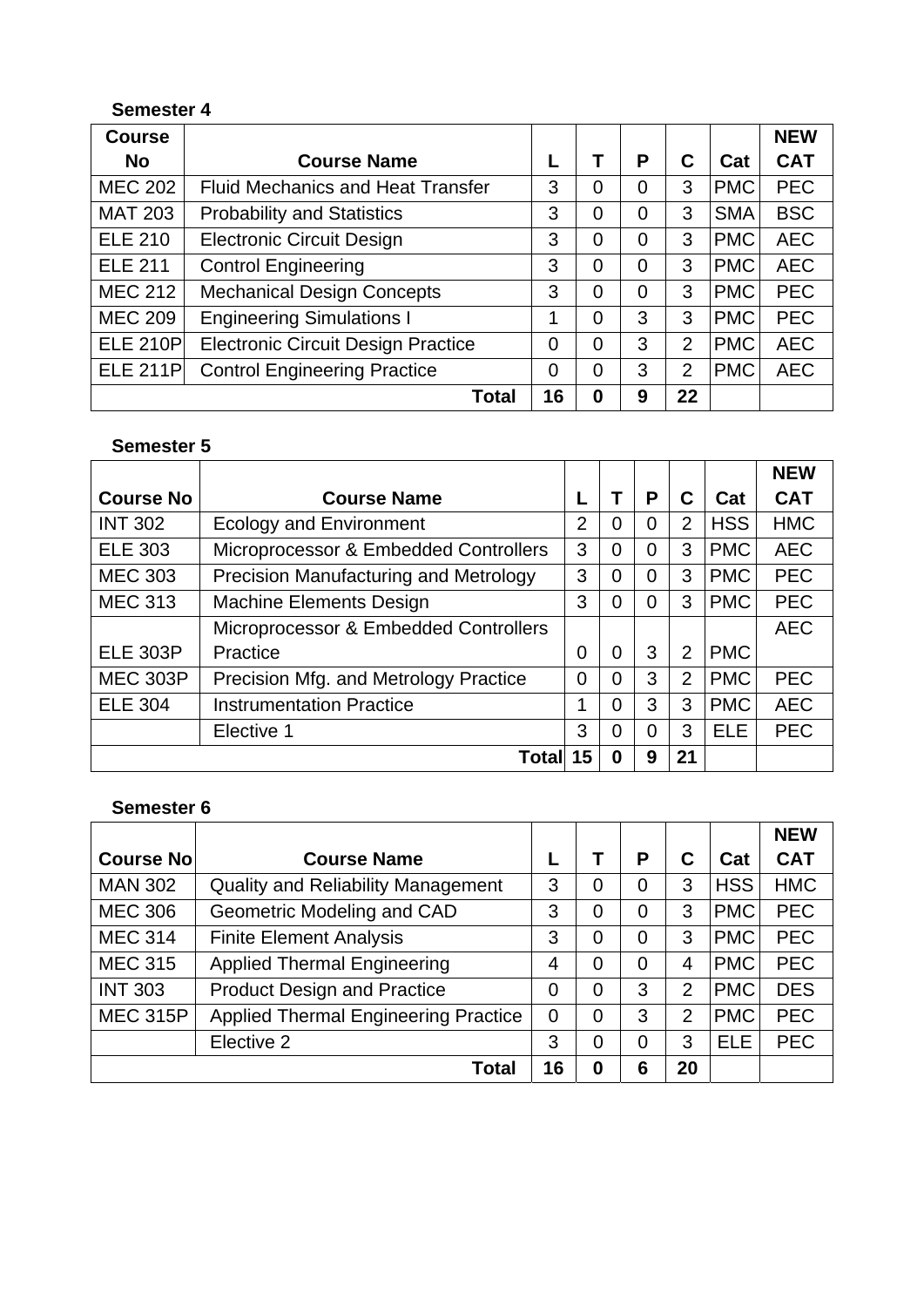**Semester 4**

| Course No | Course Name | L | T | P | C | Cat | NEW CAT |
|---|---|---|---|---|---|---|---|
| MEC 202 | Fluid Mechanics and Heat Transfer | 3 | 0 | 0 | 3 | PMC | PEC |
| MAT 203 | Probability and Statistics | 3 | 0 | 0 | 3 | SMA | BSC |
| ELE 210 | Electronic Circuit Design | 3 | 0 | 0 | 3 | PMC | AEC |
| ELE 211 | Control Engineering | 3 | 0 | 0 | 3 | PMC | AEC |
| MEC 212 | Mechanical Design Concepts | 3 | 0 | 0 | 3 | PMC | PEC |
| MEC 209 | Engineering Simulations I | 1 | 0 | 3 | 3 | PMC | PEC |
| ELE 210P | Electronic Circuit Design Practice | 0 | 0 | 3 | 2 | PMC | AEC |
| ELE 211P | Control Engineering Practice | 0 | 0 | 3 | 2 | PMC | AEC |
| | **Total** | **16** | **0** | **9** | **22** | | |

**Semester 5**

| Course No | Course Name | L | T | P | C | Cat | NEW CAT |
|---|---|---|---|---|---|---|---|
| INT 302 | Ecology and Environment | 2 | 0 | 0 | 2 | HSS | HMC |
| ELE 303 | Microprocessor & Embedded Controllers | 3 | 0 | 0 | 3 | PMC | AEC |
| MEC 303 | Precision Manufacturing and Metrology | 3 | 0 | 0 | 3 | PMC | PEC |
| MEC 313 | Machine Elements Design | 3 | 0 | 0 | 3 | PMC | PEC |
| ELE 303P | Microprocessor & Embedded Controllers Practice | 0 | 0 | 3 | 2 | PMC | AEC |
| MEC 303P | Precision Mfg. and Metrology Practice | 0 | 0 | 3 | 2 | PMC | PEC |
| ELE 304 | Instrumentation Practice | 1 | 0 | 3 | 3 | PMC | AEC |
| | Elective 1 | 3 | 0 | 0 | 3 | ELE | PEC |
| | **Total** | **15** | **0** | **9** | **21** | | |

**Semester 6**

| Course No | Course Name | L | T | P | C | Cat | NEW CAT |
|---|---|---|---|---|---|---|---|
| MAN 302 | Quality and Reliability Management | 3 | 0 | 0 | 3 | HSS | HMC |
| MEC 306 | Geometric Modeling and CAD | 3 | 0 | 0 | 3 | PMC | PEC |
| MEC 314 | Finite Element Analysis | 3 | 0 | 0 | 3 | PMC | PEC |
| MEC 315 | Applied Thermal Engineering | 4 | 0 | 0 | 4 | PMC | PEC |
| INT 303 | Product Design and Practice | 0 | 0 | 3 | 2 | PMC | DES |
| MEC 315P | Applied Thermal Engineering Practice | 0 | 0 | 3 | 2 | PMC | PEC |
| | Elective 2 | 3 | 0 | 0 | 3 | ELE | PEC |
| | **Total** | **16** | **0** | **6** | **20** | | |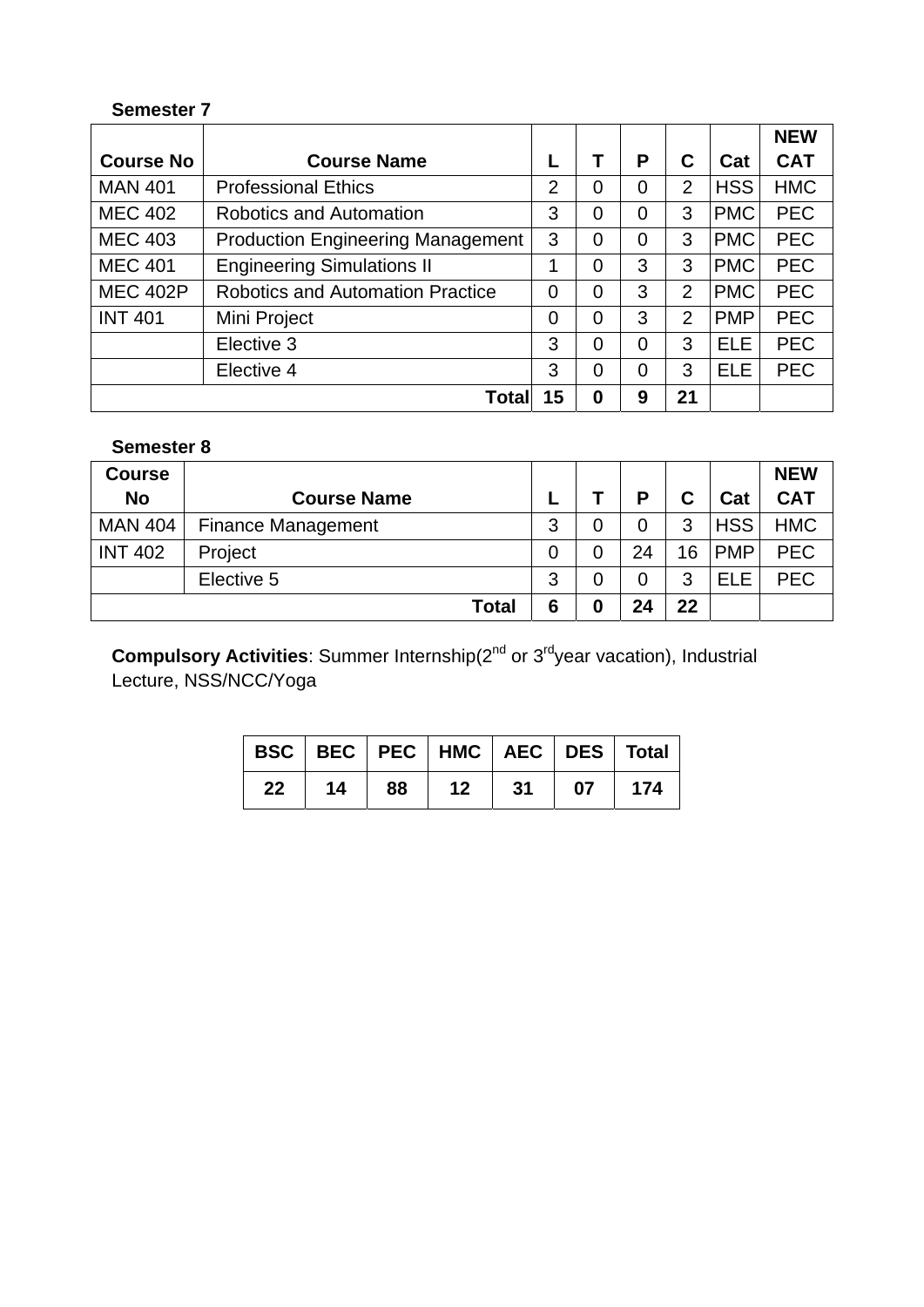**Semester 7**

| Course No | Course Name | L | T | P | C | Cat | NEW CAT |
|---|---|---|---|---|---|---|---|
| MAN 401 | Professional Ethics | 2 | 0 | 0 | 2 | HSS | HMC |
| MEC 402 | Robotics and Automation | 3 | 0 | 0 | 3 | PMC | PEC |
| MEC 403 | Production Engineering Management | 3 | 0 | 0 | 3 | PMC | PEC |
| MEC 401 | Engineering Simulations II | 1 | 0 | 3 | 3 | PMC | PEC |
| MEC 402P | Robotics and Automation Practice | 0 | 0 | 3 | 2 | PMC | PEC |
| INT 401 | Mini Project | 0 | 0 | 3 | 2 | PMP | PEC |
| | Elective 3 | 3 | 0 | 0 | 3 | ELE | PEC |
| | Elective 4 | 3 | 0 | 0 | 3 | ELE | PEC |
| | **Total** | **15** | **0** | **9** | **21** | | |

**Semester 8**

| Course No | Course Name | L | T | P | C | Cat | NEW CAT |
|---|---|---|---|---|---|---|---|
| MAN 404 | Finance Management | 3 | 0 | 0 | 3 | HSS | HMC |
| INT 402 | Project | 0 | 0 | 24 | 16 | PMP | PEC |
| | Elective 5 | 3 | 0 | 0 | 3 | ELE | PEC |
| | **Total** | **6** | **0** | **24** | **22** | | |

**Compulsory Activities**: Summer Internship(2nd or 3rd year vacation), Industrial Lecture, NSS/NCC/Yoga

| BSC | BEC | PEC | HMC | AEC | DES | Total |
|---|---|---|---|---|---|---|
| 22 | 14 | 88 | 12 | 31 | 07 | 174 |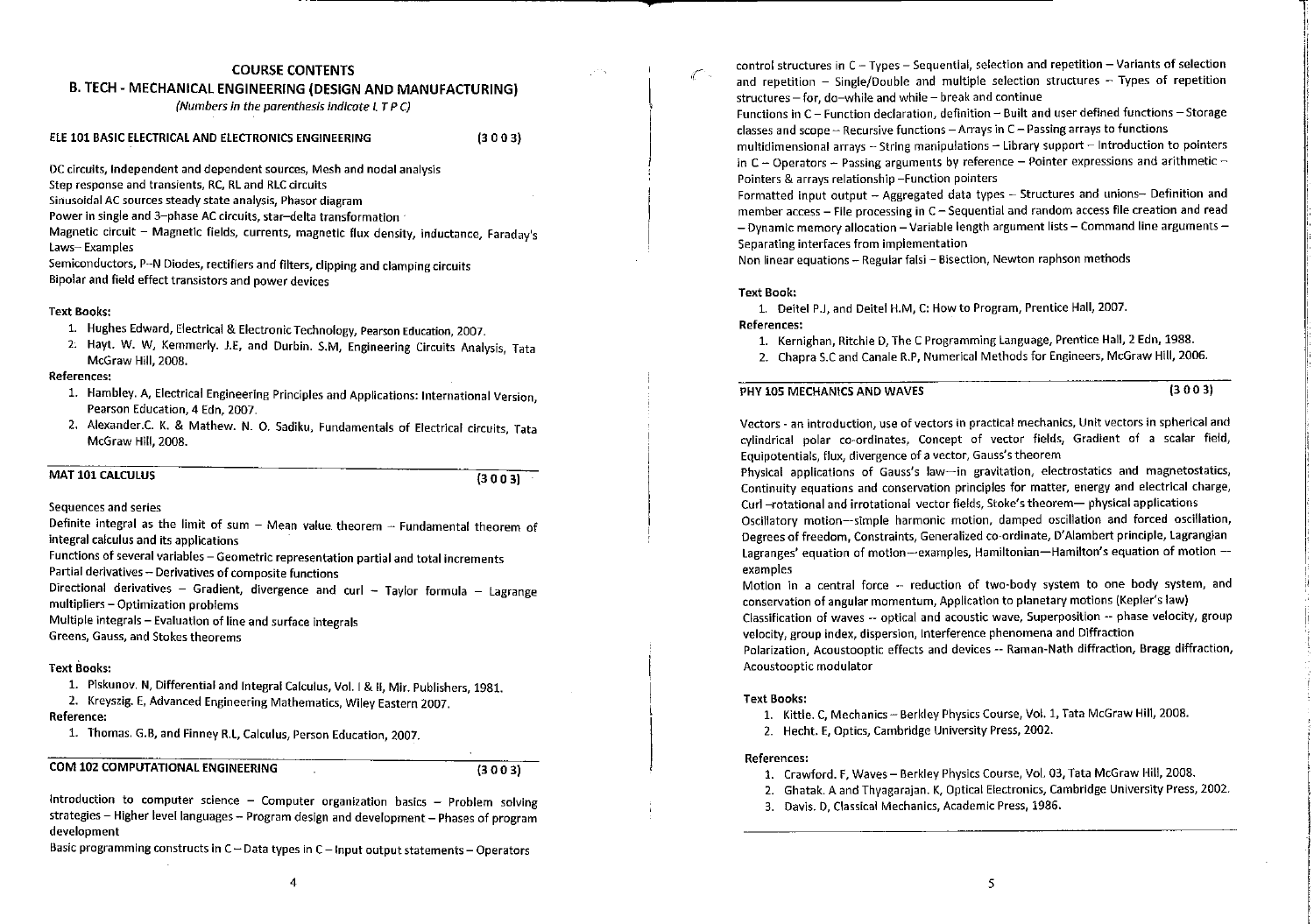# COURSE CONTENTS

## B. TECH - MECHANICAL ENGINEERING (DESIGN AND MANUFACTURING)

*(Numbers in the parenthesis indicate L T P C)*

### ELE 101 BASIC ELECTRICAL AND ELECTRONICS ENGINEERING (3 0 0 3)

DC circuits, Independent and dependent sources, Mesh and nodal analysis
Step response and transients, RC, RL and RLC circuits
Sinusoidal AC sources steady state analysis, Phasor diagram
Power in single and 3–phase AC circuits, star–delta transformation
Magnetic circuit – Magnetic fields, currents, magnetic flux density, inductance, Faraday's Laws– Examples
Semiconductors, P–N Diodes, rectifiers and filters, clipping and clamping circuits
Bipolar and field effect transistors and power devices

**Text Books:**

1. Hughes Edward, Electrical & Electronic Technology, Pearson Education, 2007.
2. Hayt. W. W, Kemmerly. J.E, and Durbin. S.M, Engineering Circuits Analysis, Tata McGraw Hill, 2008.

**References:**

1. Hambley. A, Electrical Engineering Principles and Applications: International Version, Pearson Education, 4 Edn, 2007.
2. Alexander.C. K. & Mathew. N. O. Sadiku, Fundamentals of Electrical circuits, Tata McGraw Hill, 2008.

### MAT 101 CALCULUS (3 0 0 3)

Sequences and series
Definite integral as the limit of sum – Mean value theorem – Fundamental theorem of integral calculus and its applications
Functions of several variables – Geometric representation partial and total increments
Partial derivatives – Derivatives of composite functions
Directional derivatives – Gradient, divergence and curl – Taylor formula – Lagrange multipliers – Optimization problems
Multiple integrals – Evaluation of line and surface integrals
Greens, Gauss, and Stokes theorems

**Text Books:**

1. Piskunov. N, Differential and Integral Calculus, Vol. I & II, Mir. Publishers, 1981.
2. Kreyszig. E, Advanced Engineering Mathematics, Wiley Eastern 2007.

**Reference:**

1. Thomas. G.B, and Finney R.L, Calculus, Person Education, 2007.

### COM 102 COMPUTATIONAL ENGINEERING (3 0 0 3)

Introduction to computer science – Computer organization basics – Problem solving strategies – Higher level languages – Program design and development – Phases of program development
Basic programming constructs in C – Data types in C – Input output statements – Operators control structures in C – Types – Sequential, selection and repetition – Variants of selection and repetition – Single/Double and multiple selection structures – Types of repetition structures – for, do–while and while – break and continue
Functions in C – Function declaration, definition – Built and user defined functions – Storage classes and scope – Recursive functions – Arrays in C – Passing arrays to functions multidimensional arrays – String manipulations – Library support – Introduction to pointers in C – Operators – Passing arguments by reference – Pointer expressions and arithmetic – Pointers & arrays relationship –Function pointers
Formatted input output – Aggregated data types – Structures and unions– Definition and member access – File processing in C – Sequential and random access file creation and read – Dynamic memory allocation – Variable length argument lists – Command line arguments – Separating interfaces from implementation
Non linear equations – Regular falsi – Bisection, Newton raphson methods

**Text Book:**

1. Deitel P.J, and Deitel H.M, C: How to Program, Prentice Hall, 2007.

**References:**

1. Kernighan, Ritchie D, The C Programming Language, Prentice Hall, 2 Edn, 1988.
2. Chapra S.C and Canale R.P, Numerical Methods for Engineers, McGraw Hill, 2006.

### PHY 105 MECHANICS AND WAVES (3 0 0 3)

Vectors - an introduction, use of vectors in practical mechanics, Unit vectors in spherical and cylindrical polar co-ordinates, Concept of vector fields, Gradient of a scalar field, Equipotentials, flux, divergence of a vector, Gauss's theorem
Physical applications of Gauss's law—in gravitation, electrostatics and magnetostatics, Continuity equations and conservation principles for matter, energy and electrical charge, Curl –rotational and irrotational vector fields, Stoke's theorem— physical applications
Oscillatory motion—simple harmonic motion, damped oscillation and forced oscillation, Degrees of freedom, Constraints, Generalized co-ordinate, D'Alambert principle, Lagrangian Lagranges' equation of motion—examples, Hamiltonian—Hamilton's equation of motion — examples
Motion in a central force -- reduction of two-body system to one body system, and conservation of angular momentum, Application to planetary motions (Kepler's law)
Classification of waves -- optical and acoustic wave, Superposition -- phase velocity, group velocity, group index, dispersion, Interference phenomena and Diffraction
Polarization, Acoustooptic effects and devices -- Raman-Nath diffraction, Bragg diffraction, Acoustooptic modulator

**Text Books:**

1. Kittle. C, Mechanics – Berkley Physics Course, Vol. 1, Tata McGraw Hill, 2008.
2. Hecht. E, Optics, Cambridge University Press, 2002.

**References:**

1. Crawford. F, Waves – Berkley Physics Course, Vol. 03, Tata McGraw Hill, 2008.
2. Ghatak. A and Thyagarajan. K, Optical Electronics, Cambridge University Press, 2002.
3. Davis. D, Classical Mechanics, Academic Press, 1986.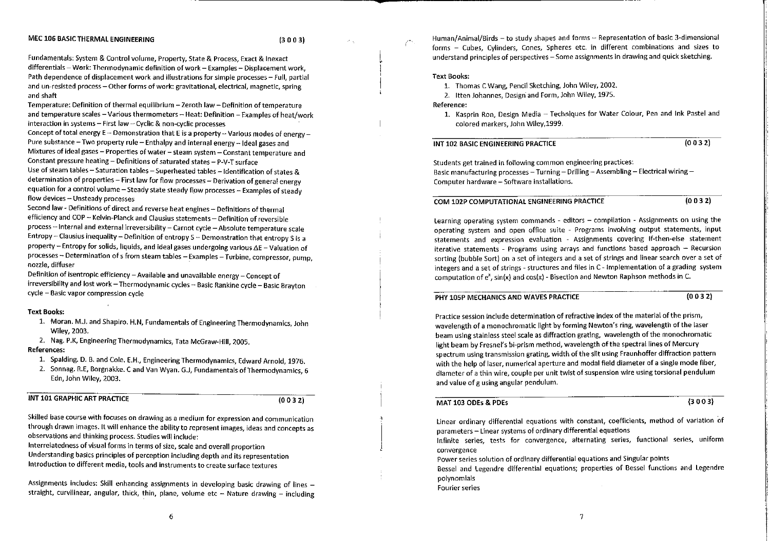## MEC 106 BASIC THERMAL ENGINEERING (3 0 0 3)

Fundamentals: System & Control volume, Property, State & Process, Exact & Inexact differentials – Work: Thermodynamic definition of work – Examples – Displacement work, Path dependence of displacement work and illustrations for simple processes – Full, partial and un-resisted process – Other forms of work: gravitational, electrical, magnetic, spring and shaft

Temperature: Definition of thermal equilibrium – Zeroth law – Definition of temperature and temperature scales – Various thermometers – Heat: Definition – Examples of heat/work interaction in systems – First law – Cyclic & non-cyclic processes

Concept of total energy E – Demonstration that E is a property – Various modes of energy – Pure substance – Two property rule – Enthalpy and internal energy – Ideal gases and Mixtures of ideal gases – Properties of water – steam system – Constant temperature and Constant pressure heating – Definitions of saturated states – P-V-T surface

Use of steam tables – Saturation tables – Superheated tables – Identification of states & determination of properties – First law for flow processes – Derivation of general energy equation for a control volume – Steady state steady flow processes – Examples of steady flow devices – Unsteady processes

Second law - Definitions of direct and reverse heat engines – Definitions of thermal efficiency and COP – Kelvin-Planck and Clausius statements – Definition of reversible process – Internal and external irreversibility – Carnot cycle – Absolute temperature scale

Entropy – Clausius inequality – Definition of entropy S – Demonstration that entropy S is a property – Entropy for solids, liquids, and ideal gases undergoing various $\Delta E$ – Valuation of processes – Determination of s from steam tables – Examples - Turbine, compressor, pump, nozzle, diffuser

Definition of isentropic efficiency – Available and unavailable energy – Concept of irreversibility and lost work – Thermodynamic cycles – Basic Rankine cycle – Basic Brayton cycle – Basic vapor compression cycle

**Text Books:**

1. Moran. M.J. and Shapiro. H.N, Fundamentals of Engineering Thermodynamics, John Wiley, 2003.
2. Nag. P.K, Engineering Thermodynamics, Tata McGraw-Hill, 2005.

**References:**

1. Spalding. D. B. and Cole. E.H., Engineering Thermodynamics, Edward Arnold, 1976.
2. Sonnag. R.E, Borgnakke. C and Van Wyan. G.J, Fundamentals of Thermodynamics, 6 Edn, John Wiley, 2003.

## INT 101 GRAPHIC ART PRACTICE (0 0 3 2)

Skilled base course with focuses on drawing as a medium for expression and communication through drawn images. It will enhance the ability to represent images, ideas and concepts as observations and thinking process. Studies will include:

Interrelatedness of visual forms in terms of size, scale and overall proportion

Understanding basics principles of perception including depth and its representation

Introduction to different media, tools and instruments to create surface textures

Assignments includes: Skill enhancing assignments in developing basic drawing of lines – straight, curvilinear, angular, thick, thin, plane, volume etc – Nature drawing – including Human/Animal/Birds – to study shapes and forms – Representation of basic 3-dimensional forms – Cubes, Cylinders, Cones, Spheres etc. in different combinations and sizes to understand principles of perspectives – Some assignments in drawing and quick sketching.

**Text Books:**

1. Thomas C Wang, Pencil Sketching, John Wiley, 2002.
2. Itten Johannes, Design and Form, John Wiley, 1975.

**Reference:**

1. Kasprin Ron, Design Media – Techniques for Water Colour, Pen and Ink Pastel and colored markers, John Wiley,1999.

## INT 102 BASIC ENGINEERING PRACTICE (0 0 3 2)

Students get trained in following common engineering practices:
Basic manufacturing processes – Turning – Drilling – Assembling – Electrical wiring – Computer hardware – Software installations.

## COM 102P COMPUTATIONAL ENGINEERING PRACTICE (0 0 3 2)

Learning operating system commands - editors – compilation - Assignments on using the operating system and open office suite - Programs involving output statements, input statements and expression evaluation - Assignments covering If-then-else statement iterative statements - Programs using arrays and functions based approach – Recursion sorting (bubble Sort) on a set of integers and a set of strings and linear search over a set of integers and a set of strings - structures and files in C - Implementation of a grading system computation of $e^x$, sin(x) and cos(x) - Bisection and Newton Raphson methods in C.

## PHY 105P MECHANICS AND WAVES PRACTICE (0 0 3 2)

Practice session include determination of refractive index of the material of the prism, wavelength of a monochromatic light by forming Newton's ring, wavelength of the laser beam using stainless steel scale as diffraction grating, wavelength of the monochromatic light beam by Fresnel's bi-prism method, wavelength of the spectral lines of Mercury spectrum using transmission grating, width of the slit using Fraunhoffer diffraction pattern with the help of laser, numerical aperture and modal field diameter of a single mode fiber, diameter of a thin wire, couple per unit twist of suspension wire using torsional pendulum and value of g using angular pendulum.

## MAT 103 ODEs & PDEs (3 0 0 3)

Linear ordinary differential equations with constant, coefficients, method of variation of parameters – Linear systems of ordinary differential equations

Infinite series, tests for convergence, alternating series, functional series, uniform convergence

Power series solution of ordinary differential equations and Singular points

Bessel and Legendre differential equations; properties of Bessel functions and Legendre polynomials

Fourier series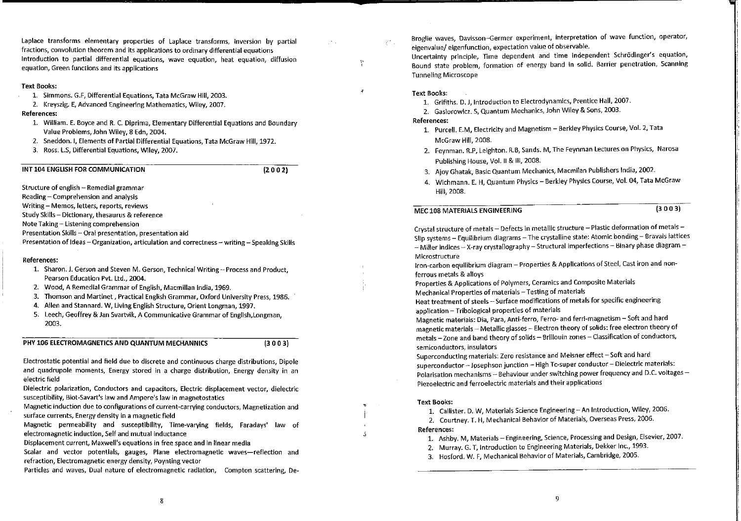Laplace transforms elementary properties of Laplace transforms, inversion by partial fractions, convolution theorem and its applications to ordinary differential equations

Introduction to partial differential equations, wave equation, heat equation, diffusion equation, Green functions and its applications

**Text Books:**

1. Simmons. G.F, Differential Equations, Tata McGraw Hill, 2003.
2. Kreyszig. E, Advanced Engineering Mathematics, Wiley, 2007.

**References:**

1. William. E. Boyce and R. C. Diprima, Elementary Differential Equations and Boundary Value Problems, John Wiley, 8 Edn, 2004.
2. Sneddon. I, Elements of Partial Differential Equations, Tata McGraw Hill, 1972.
3. Ross. L.S, Differential Equations, Wiley, 2007.

## INT 104 ENGLISH FOR COMMUNICATION (2 0 0 2)

Structure of english – Remedial grammar

Reading – Comprehension and analysis

Writing – Memos, letters, reports, reviews

Study Skills – Dictionary, thesaurus & reference

Note Taking – Listening comprehension

Presentation Skills – Oral presentation, presentation aid

Presentation of Ideas – Organization, articulation and correctness – writing – Speaking Skills

**References:**

1. Sharon. J. Gerson and Steven M. Gerson, Technical Writing – Process and Product, Pearson Education Pvt. Ltd., 2004.
2. Wood, A Remedial Grammar of English, Macmillan India, 1969.
3. Thomson and Martinet , Practical English Grammar, Oxford University Press, 1986.
4. Allen and Stannard. W, Living English Structure, Orient Longman, 1997.
5. Leech, Geoffrey & Jan Svartvik, A Communicative Grammar of English,Longman, 2003.

## PHY 106 ELECTROMAGNETICS AND QUANTUM MECHANNICS (3 0 0 3)

Electrostatic potential and field due to discrete and continuous charge distributions, Dipole and quadrupole moments, Energy stored in a charge distribution, Energy density in an electric field

Dielectric polarization, Conductors and capacitors, Electric displacement vector, dielectric susceptibility, Biot-Savart's law and Ampere's law in magnetostatics

Magnetic induction due to configurations of current-carrying conductors, Magnetization and surface currents, Energy density in a magnetic field

Magnetic permeability and susceptibility, Time-varying fields, Faradays' law of electromagnetic induction, Self and mutual inductance

Displacement current, Maxwell's equations in free space and in linear media

Scalar and vector potentials, gauges, Plane electromagnetic waves—reflection and refraction, Electromagnetic energy density, Poynting vector

Particles and waves, Dual nature of electromagnetic radiation, Compton scattering, De-Broglie waves, Davisson–Germer experiment, interpretation of wave function, operator, eigenvalue/ eigenfunction, expectation value of observable.

Uncertainty principle, Time dependent and time independent Schrödinger's equation, Bound state problem, formation of energy band in solid. Barrier penetration, Scanning Tunneling Microscope

**Text Books:**

1. Grifiths. D. J, Introduction to Electrodynamics, Prentice Hall, 2007.
2. Gasiorowicz. S, Quantum Mechanics, John Wiley & Sons, 2003.

**References:**

1. Purcell. E.M, Electricity and Magnetism – Berkley Physics Course, Vol. 2, Tata McGraw Hill, 2008.
2. Feynman. R.P, Leighton. R.B, Sands. M, The Feynman Lectures on Physics, Narosa Publishing House, Vol. II & III, 2008.
3. Ajoy Ghatak, Basic Quantum Mechanics, Macmilan Publishers India, 2002.
4. Wichmann. E. H, Quantum Physics – Berkley Physics Course, Vol. 04, Tata McGraw Hill, 2008.

## MEC 108 MATERIALS ENGINEERING (3 0 0 3)

Crystal structure of metals – Defects in metallic structure – Plastic deformation of metals – Slip systems – Equilibrium diagrams – The crystalline state: Atomic bonding – Bravais lattices – Miller indices – X-ray crystallography – Structural imperfections – Binary phase diagram – Microstructure

Iron-carbon equilibrium diagram – Properties & Applications of Steel, Cast iron and non-ferrous metals & alloys

Properties & Applications of Polymers, Ceramics and Composite Materials

Mechanical Properties of materials – Testing of materials

Heat treatment of steels – Surface modifications of metals for specific engineering application – Tribological properties of materials

Magnetic materials: Dia, Para, Anti-ferro, Ferro- and ferri-magnetism – Soft and hard magnetic materials – Metallic glasses – Electron theory of solids: free electron theory of metals – Zone and band theory of solids – Brillouin zones – Classification of conductors, semiconductors, insulators

Superconducting materials: Zero resistance and Meisner effect – Soft and hard superconductor – Josephson junction – High Tc-super conductor – Dielectric materials: Polarisation mechanisms – Behaviour under switching power frequency and D.C. voltages – Piezoelectric and ferroelectric materials and their applications

**Text Books:**

1. Callister. D. W, Materials Science Engineering – An Introduction, Wiley, 2006.
2. Courtney. T. H, Mechanical Behavior of Materials, Overseas Press, 2006.

**References:**

1. Ashby. M, Materials – Engineering, Science, Processing and Design, Elsevier, 2007.
2. Murray. G. T, Introduction to Engineering Materials, Dekker Inc., 1993.
3. Hosford. W. F, Mechanical Behavior of Materials, Cambridge, 2005.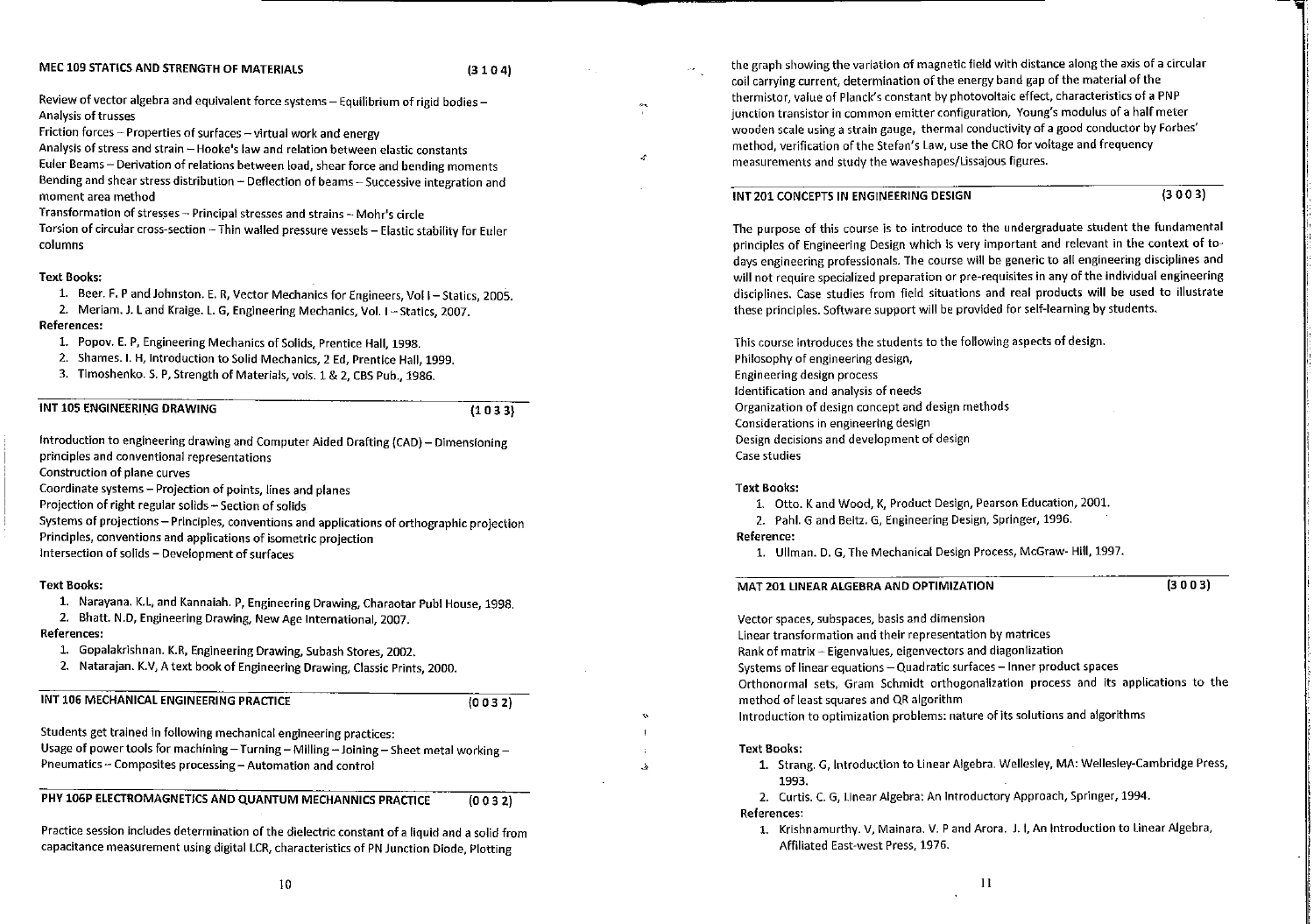## MEC 109 STATICS AND STRENGTH OF MATERIALS (3 1 0 4)

Review of vector algebra and equivalent force systems – Equilibrium of rigid bodies – Analysis of trusses
Friction forces – Properties of surfaces – virtual work and energy
Analysis of stress and strain – Hooke's law and relation between elastic constants
Euler Beams – Derivation of relations between load, shear force and bending moments
Bending and shear stress distribution – Deflection of beams – Successive integration and moment area method
Transformation of stresses – Principal stresses and strains – Mohr's circle
Torsion of circular cross-section – Thin walled pressure vessels – Elastic stability for Euler columns

**Text Books:**

1. Beer. F. P and Johnston. E. R, Vector Mechanics for Engineers, Vol I – Statics, 2005.
2. Meriam. J. L and Kraige. L. G, Engineering Mechanics, Vol. I – Statics, 2007.

**References:**

1. Popov. E. P, Engineering Mechanics of Solids, Prentice Hall, 1998.
2. Shames. I. H, Introduction to Solid Mechanics, 2 Ed, Prentice Hall, 1999.
3. Timoshenko. S. P, Strength of Materials, vols. 1 & 2, CBS Pub., 1986.

## INT 105 ENGINEERING DRAWING (1 0 3 3)

Introduction to engineering drawing and Computer Aided Drafting (CAD) – Dimensioning principles and conventional representations
Construction of plane curves
Coordinate systems – Projection of points, lines and planes
Projection of right regular solids – Section of solids
Systems of projections – Principles, conventions and applications of orthographic projection
Principles, conventions and applications of isometric projection
Intersection of solids – Development of surfaces

**Text Books:**

1. Narayana. K.L, and Kannaiah. P, Engineering Drawing, Charaotar Publ House, 1998.
2. Bhatt. N.D, Engineering Drawing, New Age International, 2007.

**References:**

1. Gopalakrishnan. K.R, Engineering Drawing, Subash Stores, 2002.
2. Natarajan. K.V, A text book of Engineering Drawing, Classic Prints, 2000.

## INT 106 MECHANICAL ENGINEERING PRACTICE (0 0 3 2)

Students get trained in following mechanical engineering practices:
Usage of power tools for machining – Turning – Milling – Joining – Sheet metal working – Pneumatics – Composites processing – Automation and control

## PHY 106P ELECTROMAGNETICS AND QUANTUM MECHANNICS PRACTICE (0 0 3 2)

Practice session includes determination of the dielectric constant of a liquid and a solid from capacitance measurement using digital LCR, characteristics of PN Junction Diode, Plotting the graph showing the variation of magnetic field with distance along the axis of a circular coil carrying current, determination of the energy band gap of the material of the thermistor, value of Planck's constant by photovoltaic effect, characteristics of a PNP junction transistor in common emitter configuration, Young's modulus of a half meter wooden scale using a strain gauge, thermal conductivity of a good conductor by Forbes' method, verification of the Stefan's Law, use the CRO for voltage and frequency measurements and study the waveshapes/Lissajous figures.

## INT 201 CONCEPTS IN ENGINEERING DESIGN (3 0 0 3)

The purpose of this course is to introduce to the undergraduate student the fundamental principles of Engineering Design which is very important and relevant in the context of to-days engineering professionals. The course will be generic to all engineering disciplines and will not require specialized preparation or pre-requisites in any of the individual engineering disciplines. Case studies from field situations and real products will be used to illustrate these principles. Software support will be provided for self-learning by students.

This course introduces the students to the following aspects of design.
Philosophy of engineering design,
Engineering design process
Identification and analysis of needs
Organization of design concept and design methods
Considerations in engineering design
Design decisions and development of design
Case studies

**Text Books:**

1. Otto. K and Wood, K, Product Design, Pearson Education, 2001.
2. Pahl. G and Beitz. G, Engineering Design, Springer, 1996.

**Reference:**

1. Ullman. D. G, The Mechanical Design Process, McGraw- Hill, 1997.

## MAT 201 LINEAR ALGEBRA AND OPTIMIZATION (3 0 0 3)

Vector spaces, subspaces, basis and dimension
Linear transformation and their representation by matrices
Rank of matrix – Eigenvalues, eigenvectors and diagonlization
Systems of linear equations – Quadratic surfaces – Inner product spaces
Orthonormal sets, Gram Schmidt orthogonalization process and its applications to the method of least squares and QR algorithm
Introduction to optimization problems: nature of its solutions and algorithms

**Text Books:**

1. Strang. G, Introduction to Linear Algebra. Wellesley, MA: Wellesley-Cambridge Press, 1993.
2. Curtis. C. G, Linear Algebra: An Introductory Approach, Springer, 1994.

**References:**

1. Krishnamurthy. V, Mainara. V. P and Arora. J. I, An Introduction to Linear Algebra, Affiliated East-west Press, 1976.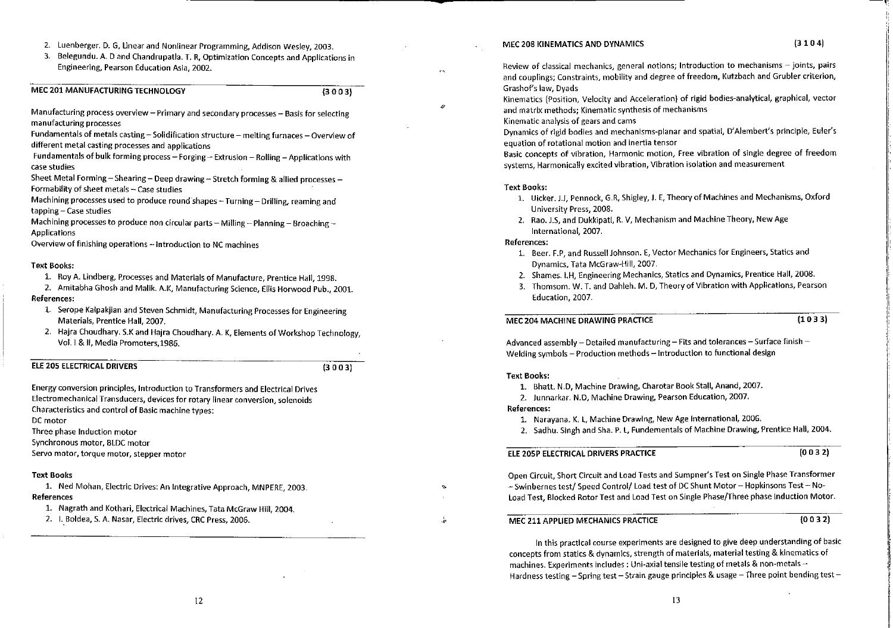2. Luenberger. D. G, Linear and Nonlinear Programming, Addison Wesley, 2003.
3. Belegundu. A. D and Chandrupatla. T. R, Optimization Concepts and Applications in Engineering, Pearson Education Asia, 2002.

## MEC 201 MANUFACTURING TECHNOLOGY (3 0 0 3)

Manufacturing process overview – Primary and secondary processes – Basis for selecting manufacturing processes

Fundamentals of metals casting – Solidification structure – melting furnaces – Overview of different metal casting processes and applications

Fundamentals of bulk forming process – Forging – Extrusion – Rolling – Applications with case studies

Sheet Metal Forming – Shearing – Deep drawing – Stretch forming & allied processes – Formability of sheet metals – Case studies

Machining processes used to produce round shapes – Turning – Drilling, reaming and tapping – Case studies

Machining processes to produce non circular parts – Milling – Planning – Broaching – Applications

Overview of finishing operations – Introduction to NC machines

**Text Books:**

1. Roy A. Lindberg, Processes and Materials of Manufacture, Prentice Hall, 1998.
2. Amitabha Ghosh and Malik. A.K, Manufacturing Science, Ellis Horwood Pub., 2001.

**References:**

1. Serope Kalpakjian and Steven Schmidt, Manufacturing Processes for Engineering Materials, Prentice Hall, 2007.
2. Hajra Choudhary. S.K and Hajra Choudhary. A. K, Elements of Workshop Technology, Vol. I & II, Media Promoters,1986.

## ELE 205 ELECTRICAL DRIVERS (3 0 0 3)

Energy conversion principles, Introduction to Transformers and Electrical Drives

Electromechanical Transducers, devices for rotary linear conversion, solenoids

Characteristics and control of Basic machine types:

DC motor

Three phase Induction motor

Synchronous motor, BLDC motor

Servo motor, torque motor, stepper motor

**Text Books**

1. Ned Mohan, Electric Drives: An Integrative Approach, MNPERE, 2003.

**References**

1. Nagrath and Kothari, Electrical Machines, Tata McGraw Hill, 2004.
2. I. Boldea, S. A. Nasar, Electric drives, CRC Press, 2006.

## MEC 208 KINEMATICS AND DYNAMICS (3 1 0 4)

Review of classical mechanics, general notions; Introduction to mechanisms – joints, pairs and couplings; Constraints, mobility and degree of freedom, Kutzbach and Grubler criterion, Grashof's law, Dyads

Kinematics (Position, Velocity and Acceleration) of rigid bodies-analytical, graphical, vector and matrix methods; Kinematic synthesis of mechanisms

Kinematic analysis of gears and cams

Dynamics of rigid bodies and mechanisms-planar and spatial, D'Alembert's principle, Euler's equation of rotational motion and inertia tensor

Basic concepts of vibration, Harmonic motion, Free vibration of single degree of freedom systems, Harmonically excited vibration, Vibration isolation and measurement

**Text Books:**

1. Uicker. J.J, Pennock, G.R, Shigley, J. E, Theory of Machines and Mechanisms, Oxford University Press, 2008.
2. Rao. J.S, and Dukkipati, R. V, Mechanism and Machine Theory, New Age International, 2007.

**References:**

1. Beer. F.P, and Russell Johnson. E, Vector Mechanics for Engineers, Statics and Dynamics, Tata McGraw-Hill, 2007.
2. Shames. I.H, Engineering Mechanics, Statics and Dynamics, Prentice Hall, 2008.
3. Thomsom. W. T. and Dahleh. M. D, Theory of Vibration with Applications, Pearson Education, 2007.

## MEC 204 MACHINE DRAWING PRACTICE (1 0 3 3)

Advanced assembly – Detailed manufacturing – Fits and tolerances – Surface finish – Welding symbols – Production methods – Introduction to functional design

**Text Books:**

1. Bhatt. N.D, Machine Drawing, Charotar Book Stall, Anand, 2007.
2. Junnarkar. N.D, Machine Drawing, Pearson Education, 2007.

**References:**

1. Narayana. K. L, Machine Drawing, New Age International, 2006.
2. Sadhu. Singh and Sha. P. L, Fundementals of Machine Drawing, Prentice Hall, 2004.

## ELE 205P ELECTRICAL DRIVERS PRACTICE (0 0 3 2)

Open Circuit, Short Circuit and Load Tests and Sumpner's Test on Single Phase Transformer – Swinbernes test/ Speed Control/ Load test of DC Shunt Motor – Hopkinsons Test – No-Load Test, Blocked Rotor Test and Load Test on Single Phase/Three phase Induction Motor.

## MEC 211 APPLIED MECHANICS PRACTICE (0 0 3 2)

In this practical course experiments are designed to give deep understanding of basic concepts from statics & dynamics, strength of materials, material testing & kinematics of machines. Experiments includes : Uni-axial tensile testing of metals & non-metals – Hardness testing – Spring test – Strain gauge principles & usage – Three point bending test –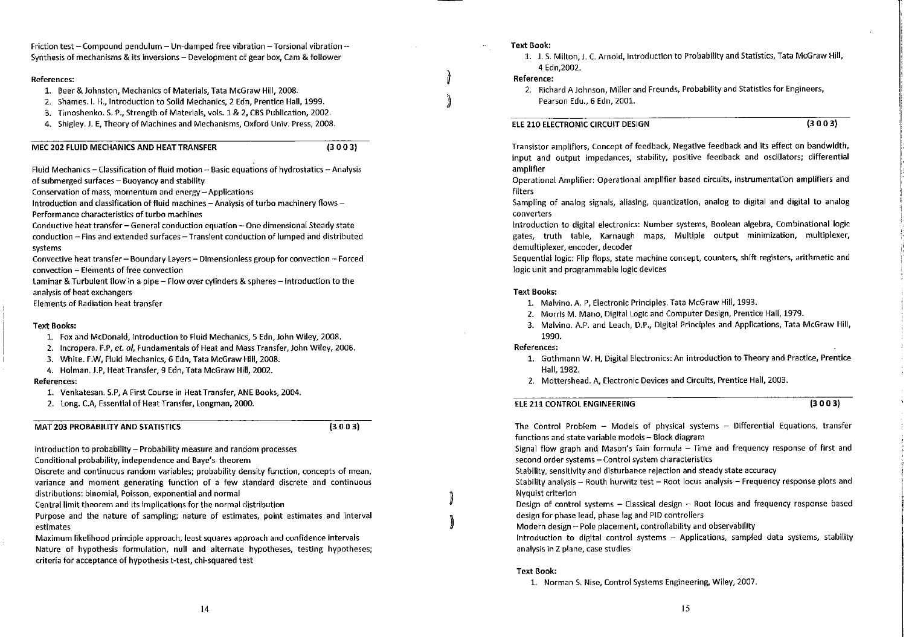Friction test – Compound pendulum – Un-damped free vibration – Torsional vibration – Synthesis of mechanisms & its inversions – Development of gear box, Cam & follower

**References:**

1. Beer & Johnston, Mechanics of Materials, Tata McGraw Hill, 2008.
2. Shames. I. H., Introduction to Solid Mechanics, 2 Edn, Prentice Hall, 1999.
3. Timoshenko. S. P., Strength of Materials, vols. 1 & 2, CBS Publication, 2002.
4. Shigley. J. E, Theory of Machines and Mechanisms, Oxford Univ. Press, 2008.

## MEC 202 FLUID MECHANICS AND HEAT TRANSFER (3 0 0 3)

Fluid Mechanics – Classification of fluid motion – Basic equations of hydrostatics – Analysis of submerged surfaces – Buoyancy and stability

Conservation of mass, momentum and energy – Applications

Introduction and classification of fluid machines – Analysis of turbo machinery flows – Performance characteristics of turbo machines

Conductive heat transfer – General conduction equation – One dimensional Steady state conduction – Fins and extended surfaces – Transient conduction of lumped and distributed systems

Convective heat transfer – Boundary Layers – Dimensionless group for convection – Forced convection – Elements of free convection

Laminar & Turbulent flow in a pipe – Flow over cylinders & spheres – Introduction to the analysis of heat exchangers

Elements of Radiation heat transfer

**Text Books:**

1. Fox and McDonald, Introduction to Fluid Mechanics, 5 Edn, John Wiley, 2008.
2. Incropera. F.P, *et. al*, Fundamentals of Heat and Mass Transfer, John Wiley, 2006.
3. White. F.W, Fluid Mechanics, 6 Edn, Tata McGraw Hill, 2008.
4. Holman. J.P, Heat Transfer, 9 Edn, Tata McGraw Hill, 2002.

**References:**

1. Venkatesan. S.P, A First Course in Heat Transfer, ANE Books, 2004.
2. Long. C.A, Essential of Heat Transfer, Longman, 2000.

## MAT 203 PROBABILITY AND STATISTICS (3 0 0 3)

Introduction to probability – Probability measure and random processes

Conditional probability, independence and Baye's theorem

Discrete and continuous random variables; probability density function, concepts of mean, variance and moment generating function of a few standard discrete and continuous distributions: binomial, Poisson, exponential and normal

Central limit theorem and its implications for the normal distribution

Purpose and the nature of sampling; nature of estimates, point estimates and interval estimates

Maximum likelihood principle approach, least squares approach and confidence intervals

Nature of hypothesis formulation, null and alternate hypotheses, testing hypotheses; criteria for acceptance of hypothesis t-test, chi-squared test

**Text Book:**

1. J. S. Milton, J. C. Arnold, Introduction to Probability and Statistics, Tata McGraw Hill, 4 Edn,2002.

**Reference:**

2. Richard A Johnson, Miller and Freunds, Probability and Statistics for Engineers, Pearson Edu., 6 Edn, 2001.

## ELE 210 ELECTRONIC CIRCUIT DESIGN (3 0 0 3)

Transistor amplifiers, Concept of feedback, Negative feedback and its effect on bandwidth, input and output impedances, stability, positive feedback and oscillators; differential amplifier

Operational Amplifier: Operational amplifier based circuits, instrumentation amplifiers and filters

Sampling of analog signals, aliasing, quantization, analog to digital and digital to analog converters

Introduction to digital electronics: Number systems, Boolean algebra, Combinational logic gates, truth table, Karnaugh maps, Multiple output minimization, multiplexer, demultiplexer, encoder, decoder

Sequential logic: Flip flops, state machine concept, counters, shift registers, arithmetic and logic unit and programmable logic devices

**Text Books:**

1. Malvino. A. P, Electronic Principles. Tata McGraw Hill, 1993.
2. Morris M. Mano, Digital Logic and Computer Design, Prentice Hall, 1979.
3. Malvino. A.P. and Leach, D.P., Digital Principles and Applications, Tata McGraw Hill, 1990.

**References:**

1. Gothmann W. H, Digital Electronics: An Introduction to Theory and Practice, Prentice Hall, 1982.
2. Mottershead. A, Electronic Devices and Circuits, Prentice Hall, 2003.

## ELE 211 CONTROL ENGINEERING (3 0 0 3)

The Control Problem – Models of physical systems – Differential Equations, transfer functions and state variable models – Block diagram

Signal flow graph and Mason's fain formula – Time and frequency response of first and second order systems – Control system characteristics

Stability, sensitivity and disturbance rejection and steady state accuracy

Stability analysis – Routh hurwitz test – Root locus analysis – Frequency response plots and Nyquist criterion

Design of control systems – Classical design – Root locus and frequency response based design for phase lead, phase lag and PID controllers

Modern design – Pole placement, controllability and observability

Introduction to digital control systems – Applications, sampled data systems, stability analysis in Z plane, case studies

**Text Book:**

1. Norman S. Nise, Control Systems Engineering, Wiley, 2007.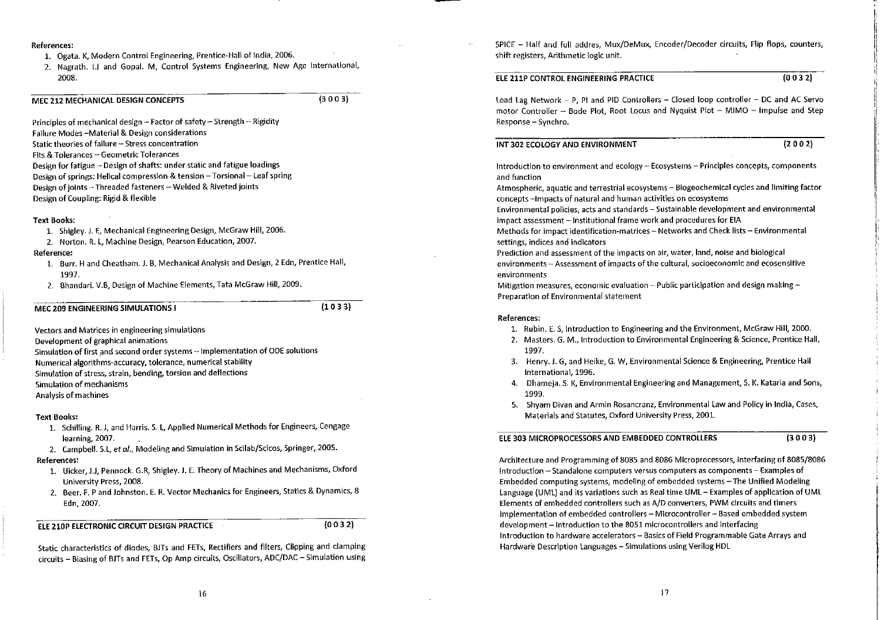**References:**

1. Ogata. K, Modern Control Engineering, Prentice-Hall of India, 2006.
2. Nagrath. I.J and Gopal. M, Control Systems Engineering, New Age International, 2008.

## MEC 212 MECHANICAL DESIGN CONCEPTS (3 0 0 3)

Principles of mechanical design – Factor of safety – Strength – Rigidity
Failure Modes –Material & Design considerations
Static theories of failure – Stress concentration
Fits & Tolerances – Geometric Tolerances
Design for fatigue – Design of shafts: under static and fatigue loadings
Design of springs: Helical compression & tension – Torsional – Leaf spring
Design of joints – Threaded fasteners – Welded & Riveted joints
Design of Coupling: Rigid & flexible

**Text Books:**

1. Shigley. J. E, Mechanical Engineering Design, McGraw Hill, 2006.
2. Norton. R. L, Machine Design, Pearson Education, 2007.

**Reference:**

1. Burr. H and Cheatham. J. B, Mechanical Analysis and Design, 2 Edn, Prentice Hall, 1997.
2. Bhandari. V.B, Design of Machine Elements, Tata McGraw Hill, 2009.

## MEC 209 ENGINEERING SIMULATIONS I (1 0 3 3)

Vectors and Matrices in engineering simulations
Development of graphical animations
Simulation of first and second order systems – Implementation of ODE solutions
Numerical algorithms-accuracy, tolerance, numerical stability
Simulation of stress, strain, bending, torsion and deflections
Simulation of mechanisms
Analysis of machines

**Text Books:**

1. Schilling. R. J, and Harris. S. L, Applied Numerical Methods for Engineers, Cengage learning, 2007.
2. Campbell. S.L, *et al.*, Modeling and Simulation in Scilab/Scicos, Springer, 2005.

**References:**

1. Uicker, J.J, Pennock. G.R, Shigley. J. E. Theory of Machines and Mechanisms, Oxford University Press, 2008.
2. Beer. F. P and Johnston. E. R. Vector Mechanics for Engineers, Statics & Dynamics, 8 Edn, 2007.

## ELE 210P ELECTRONIC CIRCUIT DESIGN PRACTICE (0 0 3 2)

Static characteristics of diodes, BJTs and FETs, Rectifiers and filters, Clipping and clamping circuits – Biasing of BJTs and FETs, Op Amp circuits, Oscillators, ADC/DAC – Simulation using SPICE – Half and full addres, Mux/DeMux, Encoder/Decoder circuits, Flip flops, counters, shift registers, Arithmetic logic unit.

## ELE 211P CONTROL ENGINEERING PRACTICE (0 0 3 2)

Lead Lag Network – P, PI and PID Controllers – Closed loop controller – DC and AC Servo motor Controller – Bode Plot, Root Locus and Nyquist Plot – MIMO – Impulse and Step Response – Synchro.

## INT 302 ECOLOGY AND ENVIRONMENT (2 0 0 2)

Introduction to environment and ecology – Ecosystems – Principles concepts, components and function
Atmospheric, aquatic and terrestrial ecosystems – Biogeochemical cycles and limiting factor concepts –Impacts of natural and human activities on ecosystems
Environmental policies, acts and standards – Sustainable development and environmental impact assessment – Institutional frame work and procedures for EIA
Methods for impact identification-matrices – Networks and Check lists – Environmental settings, indices and indicators
Prediction and assessment of the impacts on air, water, land, noise and biological environments – Assessment of impacts of the cultural, socioeconomic and ecosensitive environments
Mitigation measures, economic evaluation – Public participation and design making – Preparation of Environmental statement

**References:**

1. Rubin. E. S, Introduction to Engineering and the Environment, McGraw Hill, 2000.
2. Masters. G. M., Introduction to Environmental Engineering & Science, Prentice Hall, 1997.
3. Henry. J. G, and Heike, G. W, Environmental Science & Engineering, Prentice Hall International, 1996.
4. Dhameja. S. K, Environmental Engineering and Management, S. K. Kataria and Sons, 1999.
5. Shyam Divan and Armin Rosancranz, Environmental Law and Policy in India, Cases, Materials and Statutes, Oxford University Press, 2001.

## ELE 303 MICROPROCESSORS AND EMBEDDED CONTROLLERS (3 0 0 3)

Architecture and Programming of 8085 and 8086 Microprocessors, Interfacing of 8085/8086
Introduction – Standalone computers versus computers as components – Examples of Embedded computing systems, modeling of embedded systems – The Unified Modeling Language (UML) and its variations such as Real time UML – Examples of application of UML
Elements of embedded controllers such as A/D converters, PWM circuits and timers
Implementation of embedded controllers – Microcontroller – Based embedded system development – Introduction to the 8051 microcontrollers and interfacing
Introduction to hardware accelerators – Basics of Field Programmable Gate Arrays and Hardware Description Languages – Simulations using Verilog HDL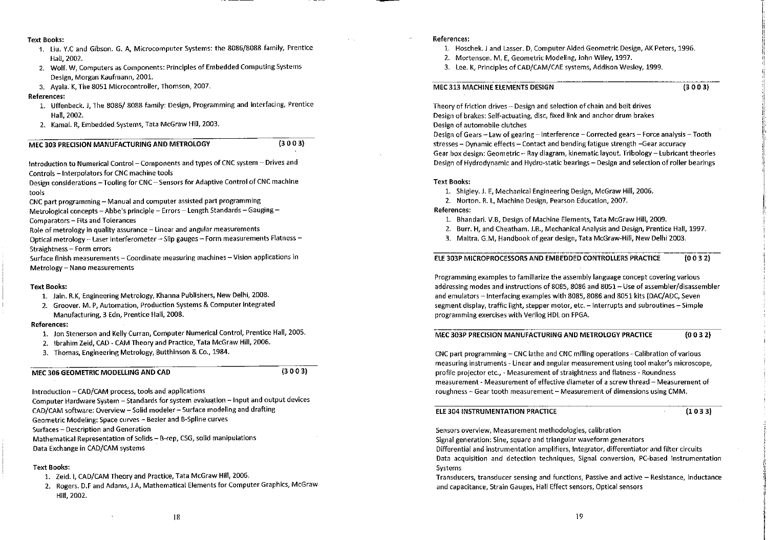**Text Books:**

1. Liu. Y.C and Gibson. G. A, Microcomputer Systems: the 8086/8088 family, Prentice Hall, 2002.
2. Wolf. W, Computers as Components: Principles of Embedded Computing Systems Design, Morgan Kaufmann, 2001.
3. Ayala. K, The 8051 Microcontroller, Thomson, 2007.

**References:**

1. Uffenbeck. J, The 8086/ 8088 family: Design, Programming and Interfacing, Prentice Hall, 2002.
2. Kamal. R, Embedded Systems, Tata McGraw Hill, 2003.

## MEC 303 PRECISION MANUFACTURING AND METROLOGY (3 0 0 3)

Introduction to Numerical Control – Components and types of CNC system – Drives and Controls – Interpolators for CNC machine tools
Design considerations – Tooling for CNC – Sensors for Adaptive Control of CNC machine tools
CNC part programming – Manual and computer assisted part programming
Metrological concepts – Abbe's principle – Errors – Length Standards – Gauging – Comparators – Fits and Tolerances
Role of metrology in quality assurance – Linear and angular measurements
Optical metrology – Laser interferometer – Slip gauges – Form measurements Flatness – Straightness – Form errors
Surface finish measurements – Coordinate measuring machines – Vision applications in Metrology – Nano measurements

**Text Books:**

1. Jain. R.K, Engineering Metrology, Khanna Publishers, New Delhi, 2008.
2. Groover. M. P, Automation, Production Systems & Computer Integrated Manufacturing, 3 Edn, Prentice Hall, 2008.

**References:**

1. Jon Stenerson and Kelly Curran, Computer Numerical Control, Prentice Hall, 2005.
2. Ibrahim Zeid, CAD - CAM Theory and Practice, Tata McGraw Hill, 2006.
3. Thomas, Engineering Metrology, Butthinson & Co., 1984.

## MEC 306 GEOMETRIC MODELLING AND CAD (3 0 0 3)

Introduction – CAD/CAM process, tools and applications
Computer Hardware System – Standards for system evaluation – Input and output devices
CAD/CAM software: Overview – Solid modeler – Surface modeling and drafting
Geometric Modeling: Space curves – Bezier and B-Spline curves
Surfaces – Description and Generation
Mathematical Representation of Solids – B-rep, CSG, solid manipulations
Data Exchange in CAD/CAM systems

**Text Books:**

1. Zeid. I, CAD/CAM Theory and Practice, Tata McGraw Hill, 2006.
2. Rogers. D.F and Adams, J.A, Mathematical Elements for Computer Graphics, McGraw Hill, 2002.

**References:**

1. Hoschek. J and Lasser. D, Computer Aided Geometric Design, AK Peters, 1996.
2. Mortenson. M. E, Geometric Modeling, John Wiley, 1997.
3. Lee. K, Principles of CAD/CAM/CAE systems, Addison Wesley, 1999.

## MEC 313 MACHINE ELEMENTS DESIGN (3 0 0 3)

Theory of friction drives – Design and selection of chain and belt drives
Design of brakes: Self-actuating, disc, fixed link and anchor drum brakes
Design of automobile clutches
Design of Gears – Law of gearing – Interference – Corrected gears – Force analysis – Tooth stresses – Dynamic effects – Contact and bending fatigue strength –Gear accuracy
Gear box design: Geometric – Ray diagram, kinematic layout. Tribology – Lubricant theories
Design of Hydrodynamic and Hydro-static bearings – Design and selection of roller bearings

**Text Books:**

1. Shigley. J. E, Mechanical Engineering Design, McGraw Hill, 2006.
2. Norton. R. L, Machine Design, Pearson Education, 2007.

**References:**

1. Bhandari. V.B, Design of Machine Elements, Tata McGraw Hill, 2009.
2. Burr. H, and Cheatham. J.B., Mechanical Analysis and Design, Prentice Hall, 1997.
3. Maitra. G.M, Handbook of gear design, Tata McGraw-Hill, New Delhi 2003.

## ELE 303P MICROPROCESSORS AND EMBEDDED CONTROLLERS PRACTICE (0 0 3 2)

Programming examples to familiarize the assembly language concept covering various addressing modes and instructions of 8085, 8086 and 8051 – Use of assembler/disassembler and emulators – Interfacing examples with 8085, 8086 and 8051 kits (DAC/ADC, Seven segment display, traffic light, stepper motor, etc. – Interrupts and subroutines – Simple programming exercises with Verilog HDL on FPGA.

## MEC 303P PRECISION MANUFACTURING AND METROLOGY PRACTICE (0 0 3 2)

CNC part programming – CNC lathe and CNC milling operations - Calibration of various measuring instruments - Linear and angular measurement using tool maker's microscope, profile projector etc., - Measurement of straightness and flatness - Roundness measurement - Measurement of effective diameter of a screw thread – Measurement of roughness – Gear tooth measurement – Measurement of dimensions using CMM.

## ELE 304 INSTRUMENTATION PRACTICE (1 0 3 3)

Sensors overview, Measurement methodologies, calibration
Signal generation: Sine, square and triangular waveform generators
Differential and instrumentation amplifiers, Integrator, differentiator and filter circuits
Data acquisition and detection techniques, Signal conversion, PC-based Instrumentation Systems
Transducers, transducer sensing and functions, Passive and active – Resistance, inductance and capacitance, Strain Gauges, Hall Effect sensors, Optical sensors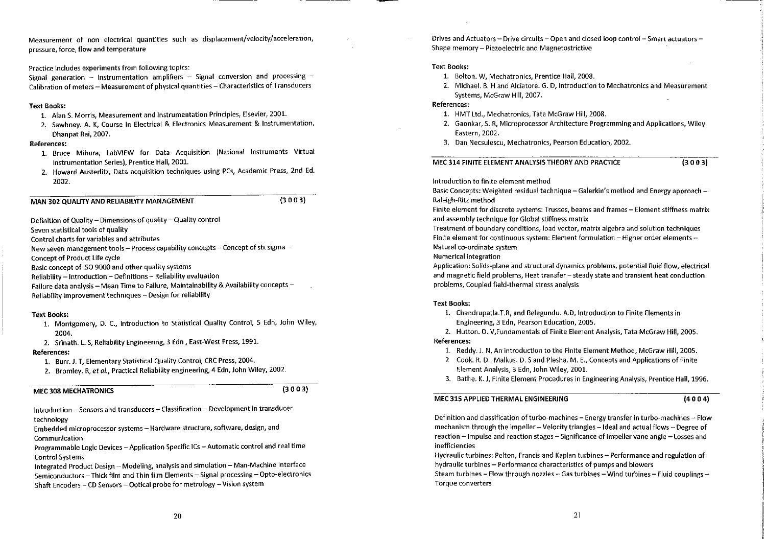Measurement of non electrical quantities such as displacement/velocity/acceleration, pressure, force, flow and temperature

Practice includes experiments from following topics:
Signal generation – Instrumentation amplifiers – Signal conversion and processing – Calibration of meters – Measurement of physical quantities – Characteristics of Transducers

**Text Books:**

1. Alan S. Morris, Measurement and Instrumentation Principles, Elsevier, 2001.
2. Sawhney. A. K, Course in Electrical & Electronics Measurement & Instrumentation, Dhanpat Rai, 2007.

**References:**

1. Bruce Mihura, LabVIEW for Data Acquisition (National Instruments Virtual Instrumentation Series), Prentice Hall, 2001.
2. Howard Austerlitz, Data acquisition techniques using PCs, Academic Press, 2nd Ed. 2002.

## MAN 302 QUALITY AND RELIABILITY MANAGEMENT (3 0 0 3)

Definition of Quality – Dimensions of quality – Quality control
Seven statistical tools of quality
Control charts for variables and attributes
New seven management tools – Process capability concepts – Concept of six sigma – Concept of Product Life cycle
Basic concept of ISO 9000 and other quality systems
Reliability – Introduction – Definitions – Reliability evaluation
Failure data analysis – Mean Time to Failure, Maintainability & Availability concepts – Reliability improvement techniques – Design for reliability

**Text Books:**

1. Montgomery, D. C., Introduction to Statistical Quality Control, 5 Edn, John Wiley, 2004.
2. Srinath. L. S, Reliability Engineering, 3 Edn , East-West Press, 1991.

**References:**

1. Burr. J. T, Elementary Statistical Quality Control, CRC Press, 2004.
2. Bromley. R, *et al.*, Practical Reliability engineering, 4 Edn, John Wiley, 2002.

## MEC 308 MECHATRONICS (3 0 0 3)

Introduction – Sensors and transducers – Classification – Development in transducer technology
Embedded microprocessor systems – Hardware structure, software, design, and Communication
Programmable Logic Devices – Application Specific ICs – Automatic control and real time Control Systems
Integrated Product Design – Modeling, analysis and simulation – Man-Machine Interface
Semiconductors – Thick film and Thin film Elements – Signal processing – Opto-electronics
Shaft Encoders – CD Sensors – Optical probe for metrology – Vision system
Drives and Actuators – Drive circuits – Open and closed loop control – Smart actuators – Shape memory – Piezoelectric and Magnetostrictive

**Text Books:**

1. Bolton. W, Mechatronics, Prentice Hall, 2008.
2. Michael. B. H and Alciatore. G. D, Introduction to Mechatronics and Measurement Systems, McGraw Hill, 2007.

**References:**

1. HMT Ltd., Mechatronics, Tata McGraw Hill, 2008.
2. Gaonkar, S. R, Microprocessor Architecture Programming and Applications, Wiley Eastern, 2002.
3. Dan Necsulescu, Mechatronics, Pearson Education, 2002.

## MEC 314 FINITE ELEMENT ANALYSIS THEORY AND PRACTICE (3 0 0 3)

Introduction to finite element method
Basic Concepts: Weighted residual technique – Galerkin's method and Energy approach – Raleigh-Ritz method
Finite element for discrete systems: Trusses, beams and frames – Element stiffness matrix and assembly technique for Global stiffness matrix
Treatment of boundary conditions, load vector, matrix algebra and solution techniques
Finite element for continuous system: Element formulation – Higher order elements – Natural co-ordinate system
Numerical integration
Application: Solids-plane and structural dynamics problems, potential fluid flow, electrical and magnetic field problems, Heat transfer – steady state and transient heat conduction problems, Coupled field-thermal stress analysis

**Text Books:**

1. Chandrupatla.T.R, and Belegundu. A.D, Introduction to Finite Elements in Engineering, 3 Edn, Pearson Education, 2005.
2. Hutton. D. V,Fundamentals of Finite Element Analysis, Tata McGraw Hill, 2005.

**References:**

1. Reddy. J. N, An introduction to the Finite Element Method, McGraw Hill, 2005.
2. Cook. R. D., Malkus. D. S and Plesha. M. E., Concepts and Applications of Finite Element Analysis, 3 Edn, John Wiley, 2001.
3. Bathe. K. J, Finite Element Procedures in Engineering Analysis, Prentice Hall, 1996.

## MEC 315 APPLIED THERMAL ENGINEERING (4 0 0 4)

Definition and classification of turbo-machines – Energy transfer in turbo-machines – Flow mechanism through the impeller – Velocity triangles – Ideal and actual flows – Degree of reaction – Impulse and reaction stages – Significance of impeller vane angle – Losses and inefficiencies
Hydraulic turbines: Pelton, Francis and Kaplan turbines – Performance and regulation of hydraulic turbines – Performance characteristics of pumps and blowers
Steam turbines – Flow through nozzles – Gas turbines – Wind turbines – Fluid couplings – Torque converters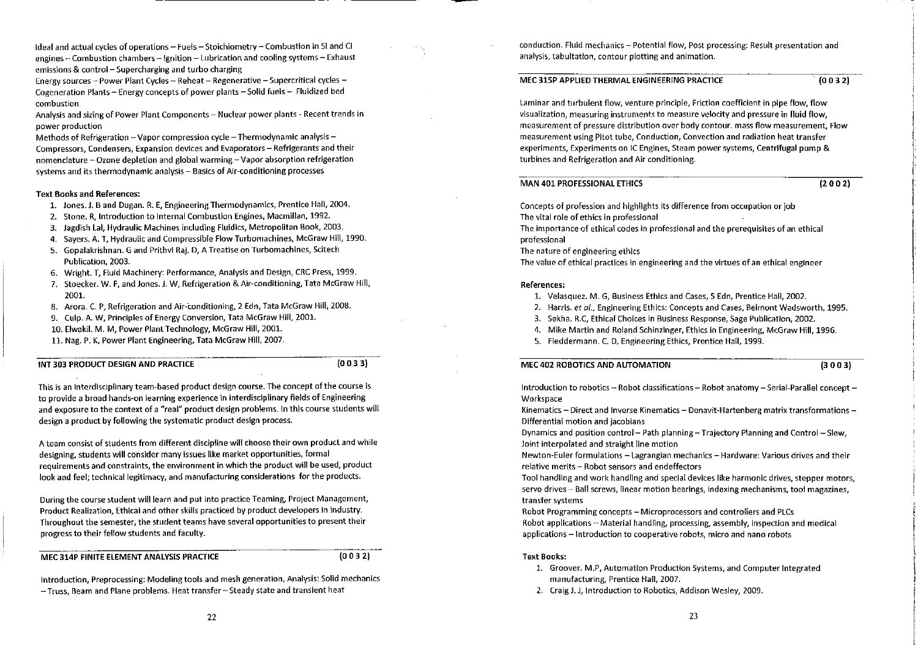Ideal and actual cycles of operations – Fuels – Stoichiometry – Combustion in SI and CI engines – Combustion chambers – Ignition – Lubrication and cooling systems – Exhaust emissions & control – Supercharging and turbo charging

Energy sources – Power Plant Cycles – Reheat – Regenerative – Supercritical cycles – Cogeneration Plants – Energy concepts of power plants – Solid fuels – Fluidized bed combustion

Analysis and sizing of Power Plant Components – Nuclear power plants - Recent trends in power production

Methods of Refrigeration – Vapor compression cycle – Thermodynamic analysis – Compressors, Condensers, Expansion devices and Evaporators – Refrigerants and their nomenclature – Ozone depletion and global warming – Vapor absorption refrigeration systems and its thermodynamic analysis – Basics of Air-conditioning processes

**Text Books and References:**

1. Jones. J. B and Dugan. R. E, Engineering Thermodynamics, Prentice Hall, 2004.
2. Stone. R, Introduction to Internal Combustion Engines, Macmillan, 1992.
3. Jagdish Lal, Hydraulic Machines including Fluidics, Metropolitan Book, 2003.
4. Sayers. A. T, Hydraulic and Compressible Flow Turbomachines, McGraw Hill, 1990.
5. Gopalakrishnan. G and Prithvi Raj. D, A Treatise on Turbomachines, Scitech Publication, 2003.
6. Wright. T, Fluid Machinery: Performance, Analysis and Design, CRC Press, 1999.
7. Stoecker. W. F, and Jones. J. W, Refrigeration & Air-conditioning, Tata McGraw Hill, 2001.
8. Arora. C. P, Refrigeration and Air-conditioning, 2 Edn, Tata McGraw Hill, 2008.
9. Culp. A. W, Principles of Energy Conversion, Tata McGraw Hill, 2001.
10. Elwakil. M. M, Power Plant Technology, McGraw Hill, 2001.
11. Nag. P. K, Power Plant Engineering, Tata McGraw Hill, 2007.

### INT 303 PRODUCT DESIGN AND PRACTICE (0 0 3 3)

This is an interdisciplinary team-based product design course. The concept of the course is to provide a broad hands-on learning experience in interdisciplinary fields of Engineering and exposure to the context of a "real" product design problems. In this course students will design a product by following the systematic product design process.

A team consist of students from different discipline will choose their own product and while designing, students will consider many issues like market opportunities, formal requirements and constraints, the environment in which the product will be used, product look and feel; technical legitimacy, and manufacturing considerations for the products.

During the course student will learn and put into practice Teaming, Project Management, Product Realization, Ethical and other skills practiced by product developers in industry. Throughout the semester, the student teams have several opportunities to present their progress to their fellow students and faculty.

### MEC 314P FINITE ELEMENT ANALYSIS PRACTICE (0 0 3 2)

Introduction, Preprocessing: Modeling tools and mesh generation, Analysis: Solid mechanics – Truss, Beam and Plane problems. Heat transfer – Steady state and transient heat conduction. Fluid mechanics – Potential flow, Post processing: Result presentation and analysis, tabultation, contour plotting and animation.

### MEC 315P APPLIED THERMAL ENGINEERING PRACTICE (0 0 3 2)

Laminar and turbulent flow, venture principle, Friction coefficient in pipe flow, flow visualization, measuring instruments to measure velocity and pressure in fluid flow, measurement of pressure distribution over body contour. mass flow measurement, Flow measurement using Pitot tube, Conduction, Convection and radiation heat transfer experiments, Experiments on IC Engines, Steam power systems, Centrifugal pump & turbines and Refrigeration and Air conditioning.

### MAN 401 PROFESSIONAL ETHICS (2 0 0 2)

Concepts of profession and highlights its difference from occupation or job

The vital role of ethics in professional

The importance of ethical codes in professional and the prerequisites of an ethical professional

The nature of engineering ethics

The value of ethical practices in engineering and the virtues of an ethical engineer

**References:**

1. Velasquez. M. G, Business Ethics and Cases, 5 Edn, Prentice Hall, 2002.
2. Harris. *et al.*, Engineering Ethics: Concepts and Cases, Belmont Wadsworth, 1995.
3. Sekha. R.C, Ethical Choices in Business Response, Sage Publication, 2002.
4. Mike Martin and Roland Schinzinger, Ethics in Engineering, McGraw Hill, 1996.
5. Fleddermann. C. D, Engineering Ethics, Prentice Hall, 1999.

### MEC 402 ROBOTICS AND AUTOMATION (3 0 0 3)

Introduction to robotics – Robot classifications – Robot anatomy – Serial-Parallel concept – Workspace

Kinematics – Direct and Inverse Kinematics – Denavit-Hartenberg matrix transformations – Differential motion and jacobians

Dynamics and position control – Path planning – Trajectory Planning and Control – Slew, Joint interpolated and straight line motion

Newton-Euler formulations – Lagrangian mechanics – Hardware: Various drives and their relative merits – Robot sensors and endeffectors

Tool handling and work handling and special devices like harmonic drives, stepper motors, servo drives – Ball screws, linear motion bearings, indexing mechanisms, tool magazines, transfer systems

Robot Programming concepts – Microprocessors and controllers and PLCs

Robot applications – Material handling, processing, assembly, inspection and medical applications – Introduction to cooperative robots, micro and nano robots

**Text Books:**

1. Groover. M.P, Automation Production Systems, and Computer Integrated manufacturing, Prentice Hall, 2007.
2. Craig J. J, Introduction to Robotics, Addison Wesley, 2009.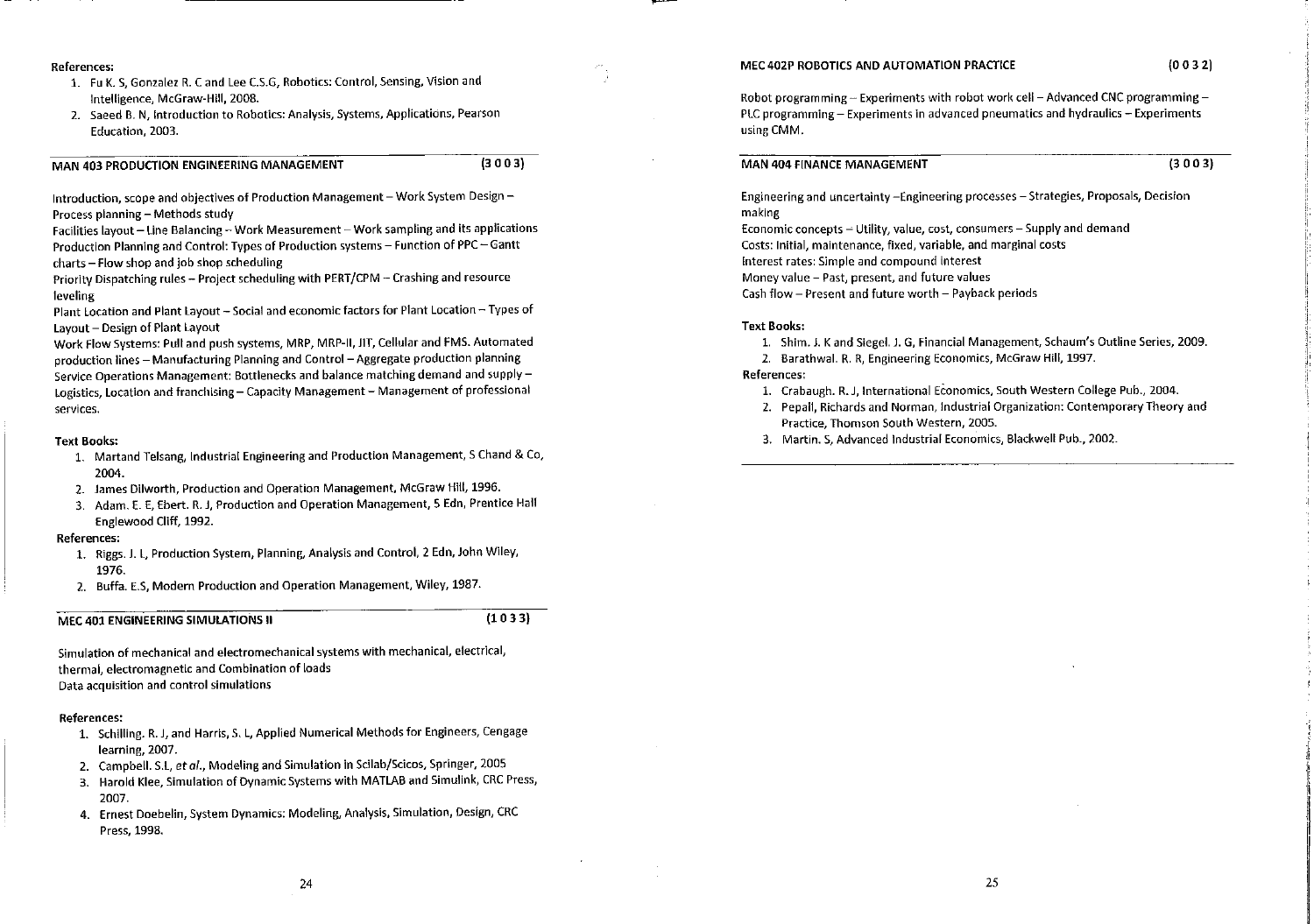**References:**

1. Fu K. S, Gonzalez R. C and Lee C.S.G, Robotics: Control, Sensing, Vision and Intelligence, McGraw-Hill, 2008.
2. Saeed B. N, Introduction to Robotics: Analysis, Systems, Applications, Pearson Education, 2003.

## MAN 403 PRODUCTION ENGINEERING MANAGEMENT (3 0 0 3)

Introduction, scope and objectives of Production Management – Work System Design – Process planning – Methods study

Facilities layout – Line Balancing – Work Measurement – Work sampling and its applications

Production Planning and Control: Types of Production systems – Function of PPC – Gantt charts – Flow shop and job shop scheduling

Priority Dispatching rules – Project scheduling with PERT/CPM – Crashing and resource leveling

Plant Location and Plant Layout – Social and economic factors for Plant Location – Types of Layout – Design of Plant Layout

Work Flow Systems: Pull and push systems, MRP, MRP-II, JIT, Cellular and FMS. Automated production lines – Manufacturing Planning and Control – Aggregate production planning

Service Operations Management: Bottlenecks and balance matching demand and supply – Logistics, Location and franchising – Capacity Management – Management of professional services.

**Text Books:**

1. Martand Telsang, Industrial Engineering and Production Management, S Chand & Co, 2004.
2. James Dilworth, Production and Operation Management, McGraw Hill, 1996.
3. Adam. E. E, Ebert. R. J, Production and Operation Management, 5 Edn, Prentice Hall Englewood Cliff, 1992.

**References:**

1. Riggs. J. L, Production System, Planning, Analysis and Control, 2 Edn, John Wiley, 1976.
2. Buffa. E.S, Modern Production and Operation Management, Wiley, 1987.

## MEC 401 ENGINEERING SIMULATIONS II (1 0 3 3)

Simulation of mechanical and electromechanical systems with mechanical, electrical, thermal, electromagnetic and Combination of loads

Data acquisition and control simulations

**References:**

1. Schilling. R. J, and Harris, S. L, Applied Numerical Methods for Engineers, Cengage learning, 2007.
2. Campbell. S.L, *et al.*, Modeling and Simulation in Scilab/Scicos, Springer, 2005
3. Harold Klee, Simulation of Dynamic Systems with MATLAB and Simulink, CRC Press, 2007.
4. Ernest Doebelin, System Dynamics: Modeling, Analysis, Simulation, Design, CRC Press, 1998.

## MEC 402P ROBOTICS AND AUTOMATION PRACTICE (0 0 3 2)

Robot programming – Experiments with robot work cell – Advanced CNC programming – PLC programming – Experiments in advanced pneumatics and hydraulics – Experiments using CMM.

## MAN 404 FINANCE MANAGEMENT (3 0 0 3)

Engineering and uncertainty –Engineering processes – Strategies, Proposals, Decision making

Economic concepts – Utility, value, cost, consumers – Supply and demand

Costs: Initial, maintenance, fixed, variable, and marginal costs

Interest rates: Simple and compound interest

Money value – Past, present, and future values

Cash flow – Present and future worth – Payback periods

**Text Books:**

1. Shim. J. K and Siegel. J. G, Financial Management, Schaum's Outline Series, 2009.
2. Barathwal. R. R, Engineering Economics, McGraw Hill, 1997.

**References:**

1. Crabaugh. R. J, International Economics, South Western College Pub., 2004.
2. Pepall, Richards and Norman, Industrial Organization: Contemporary Theory and Practice, Thomson South Western, 2005.
3. Martin. S, Advanced Industrial Economics, Blackwell Pub., 2002.